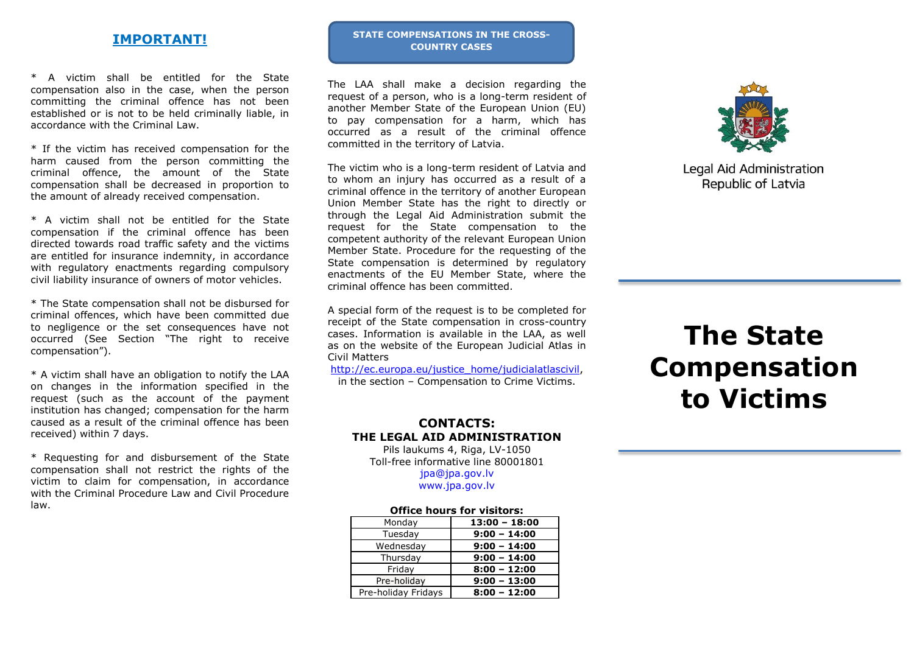## IMPORTANT!

* A victim shall be entitled for the State compensation also in the case, when the person committing the criminal offence has not been established or is not to be held criminally liable, in accordance with the Criminal Law.

* If the victim has received compensation for the harm caused from the person committing the criminal offence, the amount of the State compensation shall be decreased in proportion to the amount of already received compensation.

* A victim shall not be entitled for the State compensation if the criminal offence has been directed towards road traffic safety and the victims are entitled for insurance indemnity, in accordance with regulatory enactments regarding compulsory civil liability insurance of owners of motor vehicles.

* The State compensation shall not be disbursed for criminal offences, which have been committed due to negligence or the set consequences have not occurred (See Section "The right to receive compensation").

* A victim shall have an obligation to notify the LAA on changes in the information specified in the request (such as the account of the payment institution has changed; compensation for the harm caused as a result of the criminal offence has been received) within 7 days.

* Requesting for and disbursement of the State compensation shall not restrict the rights of the victim to claim for compensation, in accordance with the Criminal Procedure Law and Civil Procedure law.

## STATE COMPENSATIONS IN THE CROSS-COUNTRY CASES

The LAA shall make a decision regarding the request of a person, who is a long-term resident of another Member State of the European Union (EU) to pay compensation for a harm, which has occurred as a result of the criminal offence committed in the territory of Latvia.

The victim who is a long-term resident of Latvia and to whom an injury has occurred as a result of a criminal offence in the territory of another European Union Member State has the right to directly or through the Legal Aid Administration submit the request for the State compensation to the competent authority of the relevant European Union Member State. Procedure for the requesting of the State compensation is determined by regulatory enactments of the EU Member State, where the criminal offence has been committed.

A special form of the request is to be completed for receipt of the State compensation in cross-country cases. Information is available in the LAA, as well as on the website of the European Judicial Atlas in Civil Matters http://ec.europa.eu/justice_home/judicialatlascivil, in the section – Compensation to Crime Victims.

### CONTACTS:
### THE LEGAL AID ADMINISTRATION

Pils laukums 4, Riga, LV-1050
Toll-free informative line 80001801
jpa@jpa.gov.lv
www.jpa.gov.lv

**Office hours for visitors:**

| Day | Hours |
|---|---|
| Monday | **13:00 – 18:00** |
| Tuesday | **9:00 – 14:00** |
| Wednesday | **9:00 – 14:00** |
| Thursday | **9:00 – 14:00** |
| Friday | **8:00 – 12:00** |
| Pre-holiday | **9:00 – 13:00** |
| Pre-holiday Fridays | **8:00 – 12:00** |

Legal Aid Administration
Republic of Latvia

# The State Compensation to Victims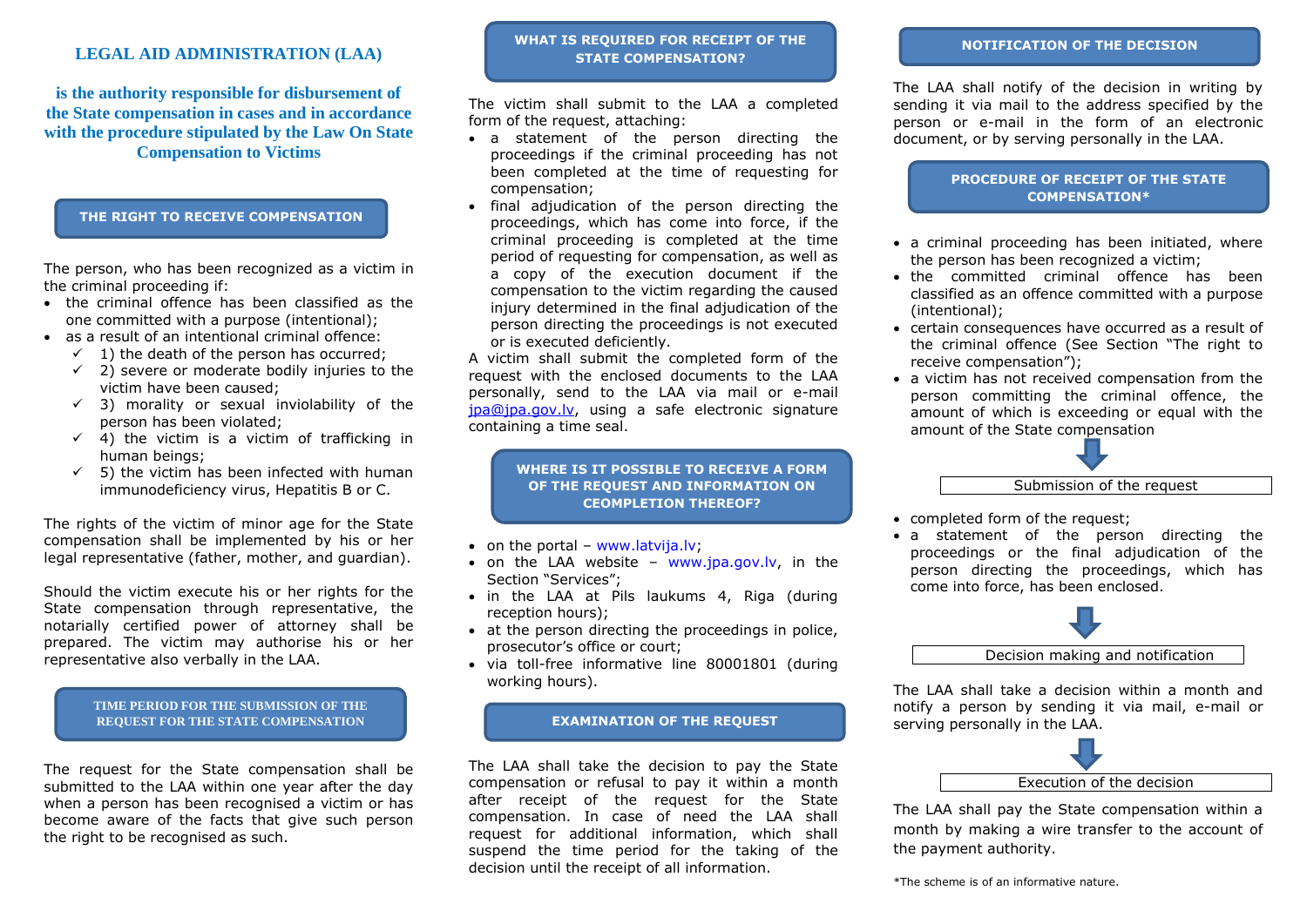# LEGAL AID ADMINISTRATION (LAA)

**is the authority responsible for disbursement of the State compensation in cases and in accordance with the procedure stipulated by the Law On State Compensation to Victims**

## THE RIGHT TO RECEIVE COMPENSATION

The person, who has been recognized as a victim in the criminal proceeding if:

- the criminal offence has been classified as the one committed with a purpose (intentional);
- as a result of an intentional criminal offence:
  - ✓ 1) the death of the person has occurred;
  - ✓ 2) severe or moderate bodily injuries to the victim have been caused;
  - ✓ 3) morality or sexual inviolability of the person has been violated;
  - ✓ 4) the victim is a victim of trafficking in human beings;
  - ✓ 5) the victim has been infected with human immunodeficiency virus, Hepatitis B or C.

The rights of the victim of minor age for the State compensation shall be implemented by his or her legal representative (father, mother, and guardian).

Should the victim execute his or her rights for the State compensation through representative, the notarially certified power of attorney shall be prepared. The victim may authorise his or her representative also verbally in the LAA.

## TIME PERIOD FOR THE SUBMISSION OF THE REQUEST FOR THE STATE COMPENSATION

The request for the State compensation shall be submitted to the LAA within one year after the day when a person has been recognised a victim or has become aware of the facts that give such person the right to be recognised as such.

## WHAT IS REQUIRED FOR RECEIPT OF THE STATE COMPENSATION?

The victim shall submit to the LAA a completed form of the request, attaching:

- a statement of the person directing the proceedings if the criminal proceeding has not been completed at the time of requesting for compensation;
- final adjudication of the person directing the proceedings, which has come into force, if the criminal proceeding is completed at the time period of requesting for compensation, as well as a copy of the execution document if the compensation to the victim regarding the caused injury determined in the final adjudication of the person directing the proceedings is not executed or is executed deficiently.

A victim shall submit the completed form of the request with the enclosed documents to the LAA personally, send to the LAA via mail or e-mail jpa@jpa.gov.lv, using a safe electronic signature containing a time seal.

## WHERE IS IT POSSIBLE TO RECEIVE A FORM OF THE REQUEST AND INFORMATION ON CEOMPLETION THEREOF?

- on the portal – www.latvija.lv;
- on the LAA website – www.jpa.gov.lv, in the Section "Services";
- in the LAA at Pils laukums 4, Riga (during reception hours);
- at the person directing the proceedings in police, prosecutor's office or court;
- via toll-free informative line 80001801 (during working hours).

## EXAMINATION OF THE REQUEST

The LAA shall take the decision to pay the State compensation or refusal to pay it within a month after receipt of the request for the State compensation. In case of need the LAA shall request for additional information, which shall suspend the time period for the taking of the decision until the receipt of all information.

## NOTIFICATION OF THE DECISION

The LAA shall notify of the decision in writing by sending it via mail to the address specified by the person or e-mail in the form of an electronic document, or by serving personally in the LAA.

## PROCEDURE OF RECEIPT OF THE STATE COMPENSATION*

- a criminal proceeding has been initiated, where the person has been recognized a victim;
- the committed criminal offence has been classified as an offence committed with a purpose (intentional);
- certain consequences have occurred as a result of the criminal offence (See Section "The right to receive compensation");
- a victim has not received compensation from the person committing the criminal offence, the amount of which is exceeding or equal with the amount of the State compensation

**Submission of the request**

- completed form of the request;
- a statement of the person directing the proceedings or the final adjudication of the person directing the proceedings, which has come into force, has been enclosed.

**Decision making and notification**

The LAA shall take a decision within a month and notify a person by sending it via mail, e-mail or serving personally in the LAA.

**Execution of the decision**

The LAA shall pay the State compensation within a month by making a wire transfer to the account of the payment authority.

*The scheme is of an informative nature.